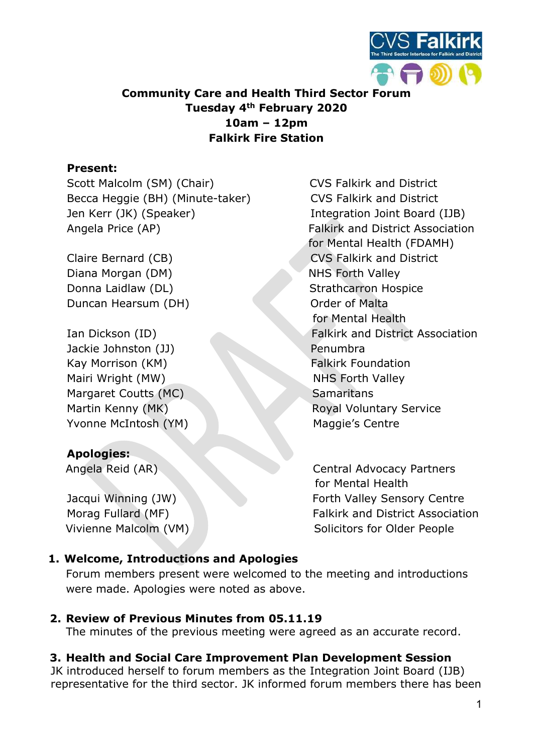**Community Care and Health Third Sector Forum**
**Tuesday 4th February 2020**
**10am – 12pm**
**Falkirk Fire Station**

**Present:**

| | |
|---|---|
| Scott Malcolm (SM) (Chair) | CVS Falkirk and District |
| Becca Heggie (BH) (Minute-taker) | CVS Falkirk and District |
| Jen Kerr (JK) (Speaker) | Integration Joint Board (IJB) |
| Angela Price (AP) | Falkirk and District Association for Mental Health (FDAMH) |
| Claire Bernard (CB) | CVS Falkirk and District |
| Diana Morgan (DM) | NHS Forth Valley |
| Donna Laidlaw (DL) | Strathcarron Hospice |
| Duncan Hearsum (DH) | Order of Malta |
| | for Mental Health |
| Ian Dickson (ID) | Falkirk and District Association |
| Jackie Johnston (JJ) | Penumbra |
| Kay Morrison (KM) | Falkirk Foundation |
| Mairi Wright (MW) | NHS Forth Valley |
| Margaret Coutts (MC) | Samaritans |
| Martin Kenny (MK) | Royal Voluntary Service |
| Yvonne McIntosh (YM) | Maggie's Centre |

**Apologies:**

| | |
|---|---|
| Angela Reid (AR) | Central Advocacy Partners |
| | for Mental Health |
| Jacqui Winning (JW) | Forth Valley Sensory Centre |
| Morag Fullard (MF) | Falkirk and District Association |
| Vivienne Malcolm (VM) | Solicitors for Older People |

1. **Welcome, Introductions and Apologies**
   Forum members present were welcomed to the meeting and introductions were made. Apologies were noted as above.

2. **Review of Previous Minutes from 05.11.19**
   The minutes of the previous meeting were agreed as an accurate record.

3. **Health and Social Care Improvement Plan Development Session**

JK introduced herself to forum members as the Integration Joint Board (IJB) representative for the third sector. JK informed forum members there has been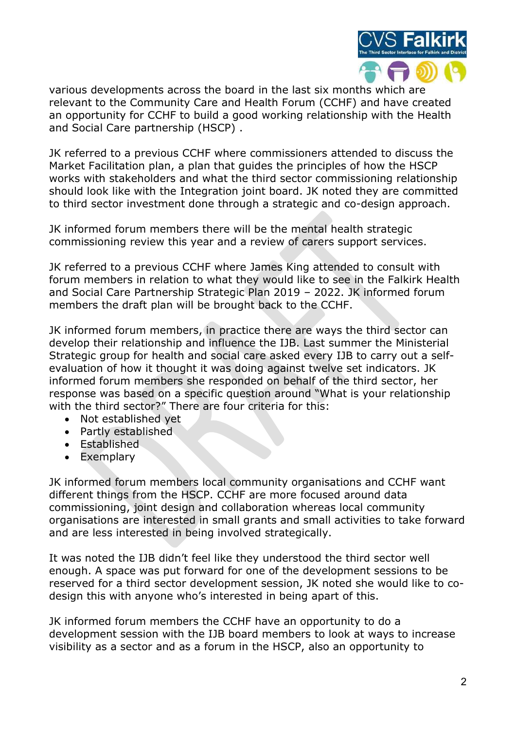various developments across the board in the last six months which are relevant to the Community Care and Health Forum (CCHF) and have created an opportunity for CCHF to build a good working relationship with the Health and Social Care partnership (HSCP) .

JK referred to a previous CCHF where commissioners attended to discuss the Market Facilitation plan, a plan that guides the principles of how the HSCP works with stakeholders and what the third sector commissioning relationship should look like with the Integration joint board. JK noted they are committed to third sector investment done through a strategic and co-design approach.

JK informed forum members there will be the mental health strategic commissioning review this year and a review of carers support services.

JK referred to a previous CCHF where James King attended to consult with forum members in relation to what they would like to see in the Falkirk Health and Social Care Partnership Strategic Plan 2019 – 2022. JK informed forum members the draft plan will be brought back to the CCHF.

JK informed forum members, in practice there are ways the third sector can develop their relationship and influence the IJB. Last summer the Ministerial Strategic group for health and social care asked every IJB to carry out a self-evaluation of how it thought it was doing against twelve set indicators. JK informed forum members she responded on behalf of the third sector, her response was based on a specific question around "What is your relationship with the third sector?" There are four criteria for this:

- Not established yet
- Partly established
- Established
- Exemplary

JK informed forum members local community organisations and CCHF want different things from the HSCP. CCHF are more focused around data commissioning, joint design and collaboration whereas local community organisations are interested in small grants and small activities to take forward and are less interested in being involved strategically.

It was noted the IJB didn't feel like they understood the third sector well enough. A space was put forward for one of the development sessions to be reserved for a third sector development session, JK noted she would like to co-design this with anyone who's interested in being apart of this.

JK informed forum members the CCHF have an opportunity to do a development session with the IJB board members to look at ways to increase visibility as a sector and as a forum in the HSCP, also an opportunity to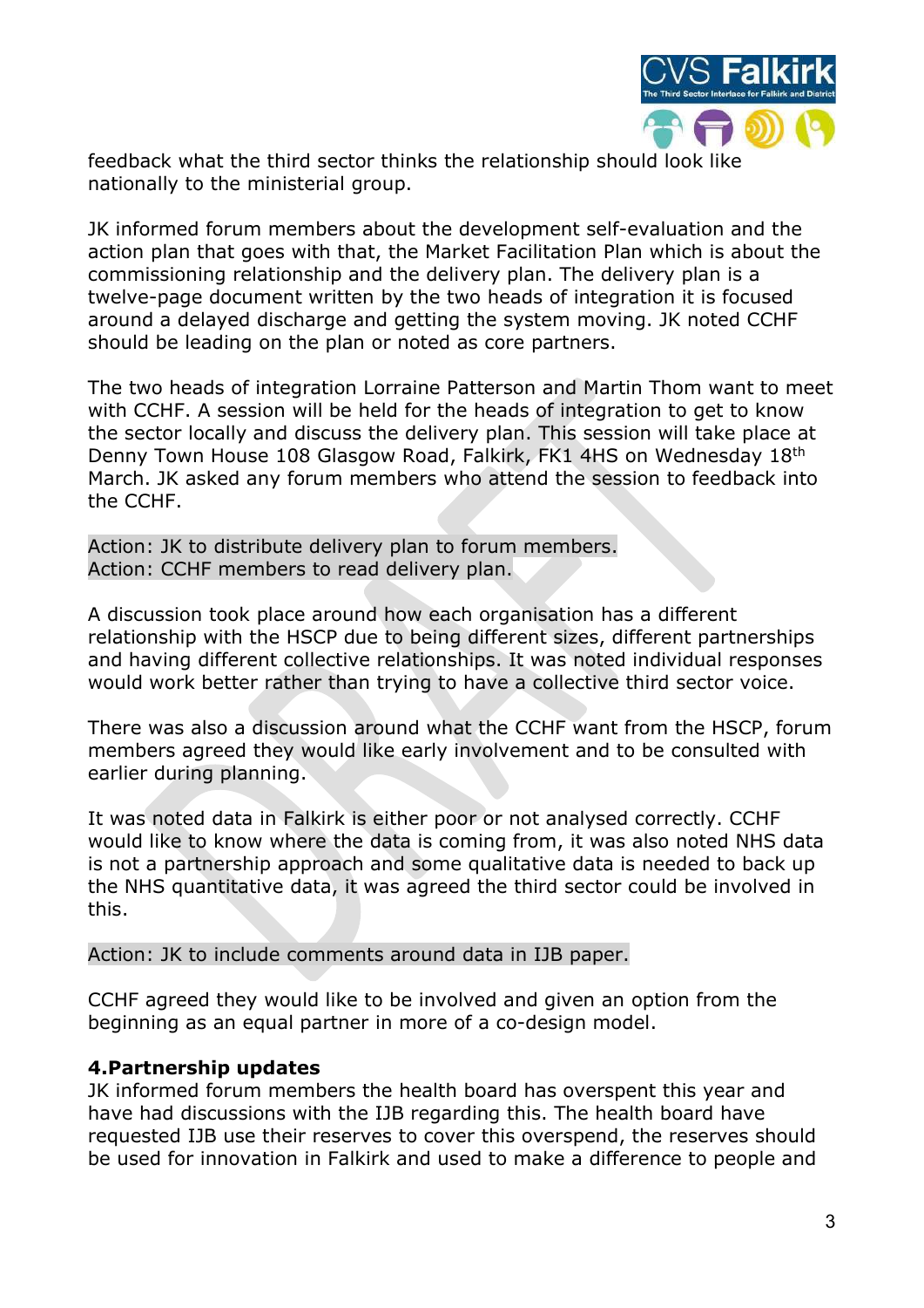feedback what the third sector thinks the relationship should look like nationally to the ministerial group.

JK informed forum members about the development self-evaluation and the action plan that goes with that, the Market Facilitation Plan which is about the commissioning relationship and the delivery plan. The delivery plan is a twelve-page document written by the two heads of integration it is focused around a delayed discharge and getting the system moving. JK noted CCHF should be leading on the plan or noted as core partners.

The two heads of integration Lorraine Patterson and Martin Thom want to meet with CCHF. A session will be held for the heads of integration to get to know the sector locally and discuss the delivery plan. This session will take place at Denny Town House 108 Glasgow Road, Falkirk, FK1 4HS on Wednesday 18th March. JK asked any forum members who attend the session to feedback into the CCHF.

Action: JK to distribute delivery plan to forum members.
Action: CCHF members to read delivery plan.

A discussion took place around how each organisation has a different relationship with the HSCP due to being different sizes, different partnerships and having different collective relationships. It was noted individual responses would work better rather than trying to have a collective third sector voice.

There was also a discussion around what the CCHF want from the HSCP, forum members agreed they would like early involvement and to be consulted with earlier during planning.

It was noted data in Falkirk is either poor or not analysed correctly. CCHF would like to know where the data is coming from, it was also noted NHS data is not a partnership approach and some qualitative data is needed to back up the NHS quantitative data, it was agreed the third sector could be involved in this.

Action: JK to include comments around data in IJB paper.

CCHF agreed they would like to be involved and given an option from the beginning as an equal partner in more of a co-design model.

**4.Partnership updates**

JK informed forum members the health board has overspent this year and have had discussions with the IJB regarding this. The health board have requested IJB use their reserves to cover this overspend, the reserves should be used for innovation in Falkirk and used to make a difference to people and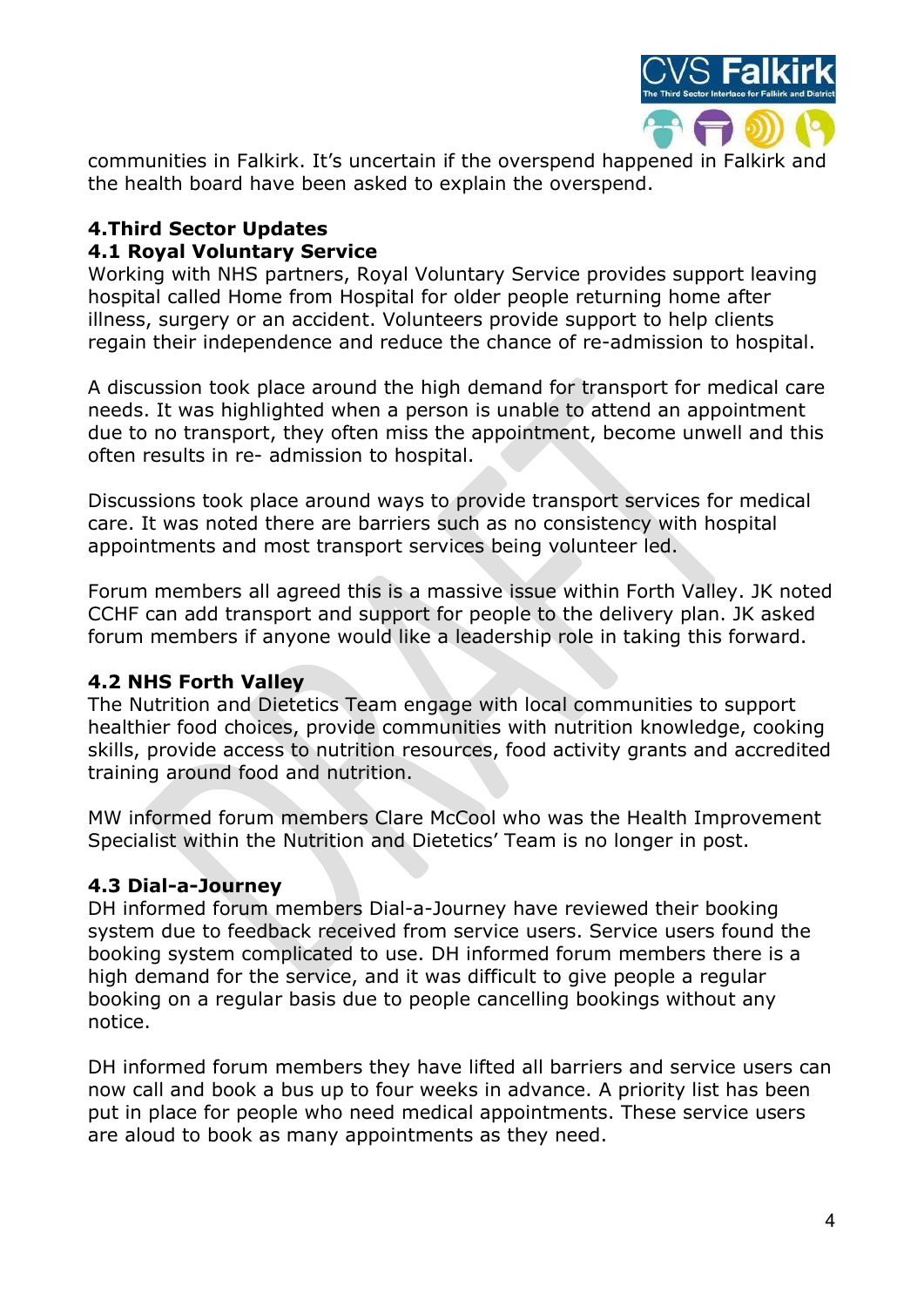communities in Falkirk. It's uncertain if the overspend happened in Falkirk and the health board have been asked to explain the overspend.

## 4.Third Sector Updates

### 4.1 Royal Voluntary Service

Working with NHS partners, Royal Voluntary Service provides support leaving hospital called Home from Hospital for older people returning home after illness, surgery or an accident. Volunteers provide support to help clients regain their independence and reduce the chance of re-admission to hospital.

A discussion took place around the high demand for transport for medical care needs. It was highlighted when a person is unable to attend an appointment due to no transport, they often miss the appointment, become unwell and this often results in re- admission to hospital.

Discussions took place around ways to provide transport services for medical care. It was noted there are barriers such as no consistency with hospital appointments and most transport services being volunteer led.

Forum members all agreed this is a massive issue within Forth Valley. JK noted CCHF can add transport and support for people to the delivery plan. JK asked forum members if anyone would like a leadership role in taking this forward.

### 4.2 NHS Forth Valley

The Nutrition and Dietetics Team engage with local communities to support healthier food choices, provide communities with nutrition knowledge, cooking skills, provide access to nutrition resources, food activity grants and accredited training around food and nutrition.

MW informed forum members Clare McCool who was the Health Improvement Specialist within the Nutrition and Dietetics' Team is no longer in post.

### 4.3 Dial-a-Journey

DH informed forum members Dial-a-Journey have reviewed their booking system due to feedback received from service users. Service users found the booking system complicated to use. DH informed forum members there is a high demand for the service, and it was difficult to give people a regular booking on a regular basis due to people cancelling bookings without any notice.

DH informed forum members they have lifted all barriers and service users can now call and book a bus up to four weeks in advance. A priority list has been put in place for people who need medical appointments. These service users are aloud to book as many appointments as they need.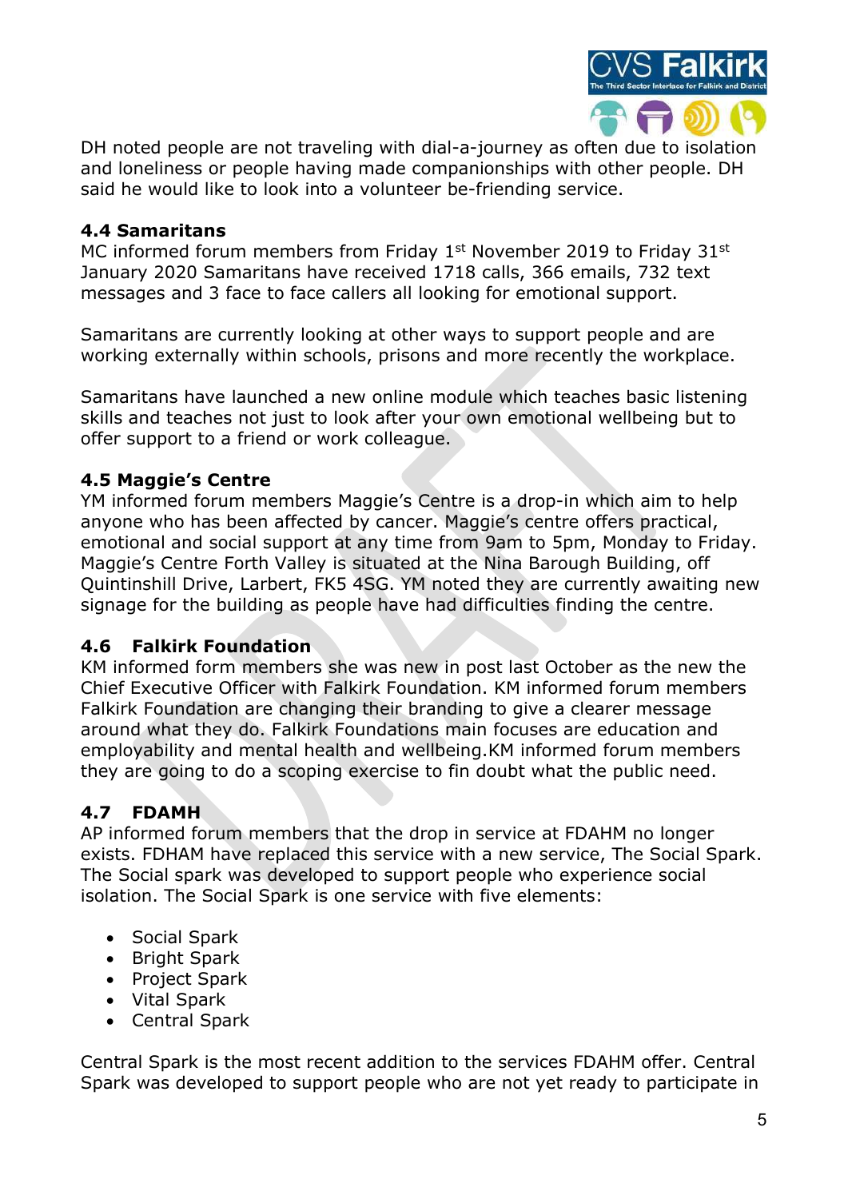DH noted people are not traveling with dial-a-journey as often due to isolation and loneliness or people having made companionships with other people. DH said he would like to look into a volunteer be-friending service.

### 4.4 Samaritans

MC informed forum members from Friday 1st November 2019 to Friday 31st January 2020 Samaritans have received 1718 calls, 366 emails, 732 text messages and 3 face to face callers all looking for emotional support.

Samaritans are currently looking at other ways to support people and are working externally within schools, prisons and more recently the workplace.

Samaritans have launched a new online module which teaches basic listening skills and teaches not just to look after your own emotional wellbeing but to offer support to a friend or work colleague.

### 4.5 Maggie's Centre

YM informed forum members Maggie's Centre is a drop-in which aim to help anyone who has been affected by cancer. Maggie's centre offers practical, emotional and social support at any time from 9am to 5pm, Monday to Friday. Maggie's Centre Forth Valley is situated at the Nina Barough Building, off Quintinshill Drive, Larbert, FK5 4SG. YM noted they are currently awaiting new signage for the building as people have had difficulties finding the centre.

### 4.6 Falkirk Foundation

KM informed form members she was new in post last October as the new the Chief Executive Officer with Falkirk Foundation. KM informed forum members Falkirk Foundation are changing their branding to give a clearer message around what they do. Falkirk Foundations main focuses are education and employability and mental health and wellbeing.KM informed forum members they are going to do a scoping exercise to fin doubt what the public need.

### 4.7 FDAMH

AP informed forum members that the drop in service at FDAHM no longer exists. FDHAM have replaced this service with a new service, The Social Spark. The Social spark was developed to support people who experience social isolation. The Social Spark is one service with five elements:

- Social Spark
- Bright Spark
- Project Spark
- Vital Spark
- Central Spark

Central Spark is the most recent addition to the services FDAHM offer. Central Spark was developed to support people who are not yet ready to participate in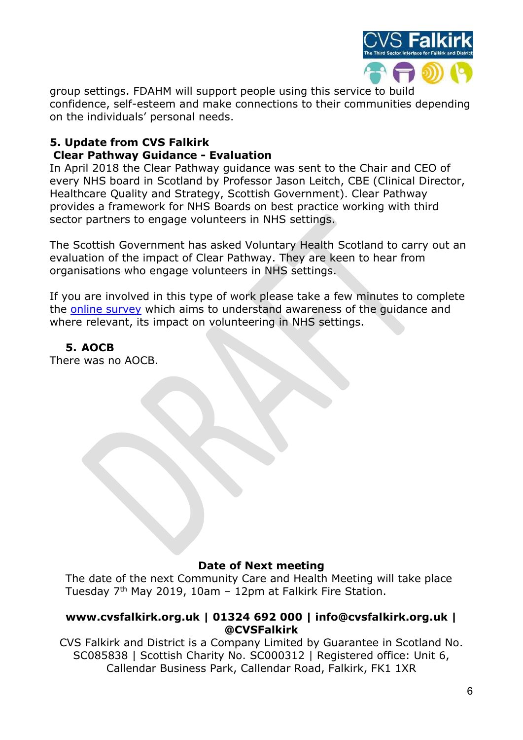group settings. FDAHM will support people using this service to build confidence, self-esteem and make connections to their communities depending on the individuals' personal needs.

**5. Update from CVS Falkirk**

**Clear Pathway Guidance - Evaluation**

In April 2018 the Clear Pathway guidance was sent to the Chair and CEO of every NHS board in Scotland by Professor Jason Leitch, CBE (Clinical Director, Healthcare Quality and Strategy, Scottish Government). Clear Pathway provides a framework for NHS Boards on best practice working with third sector partners to engage volunteers in NHS settings.

The Scottish Government has asked Voluntary Health Scotland to carry out an evaluation of the impact of Clear Pathway. They are keen to hear from organisations who engage volunteers in NHS settings.

If you are involved in this type of work please take a few minutes to complete the online survey which aims to understand awareness of the guidance and where relevant, its impact on volunteering in NHS settings.

**5. AOCB**

There was no AOCB.

**Date of Next meeting**

The date of the next Community Care and Health Meeting will take place Tuesday 7th May 2019, 10am – 12pm at Falkirk Fire Station.

**www.cvsfalkirk.org.uk | 01324 692 000 | info@cvsfalkirk.org.uk | @CVSFalkirk**

CVS Falkirk and District is a Company Limited by Guarantee in Scotland No. SC085838 | Scottish Charity No. SC000312 | Registered office: Unit 6, Callendar Business Park, Callendar Road, Falkirk, FK1 1XR